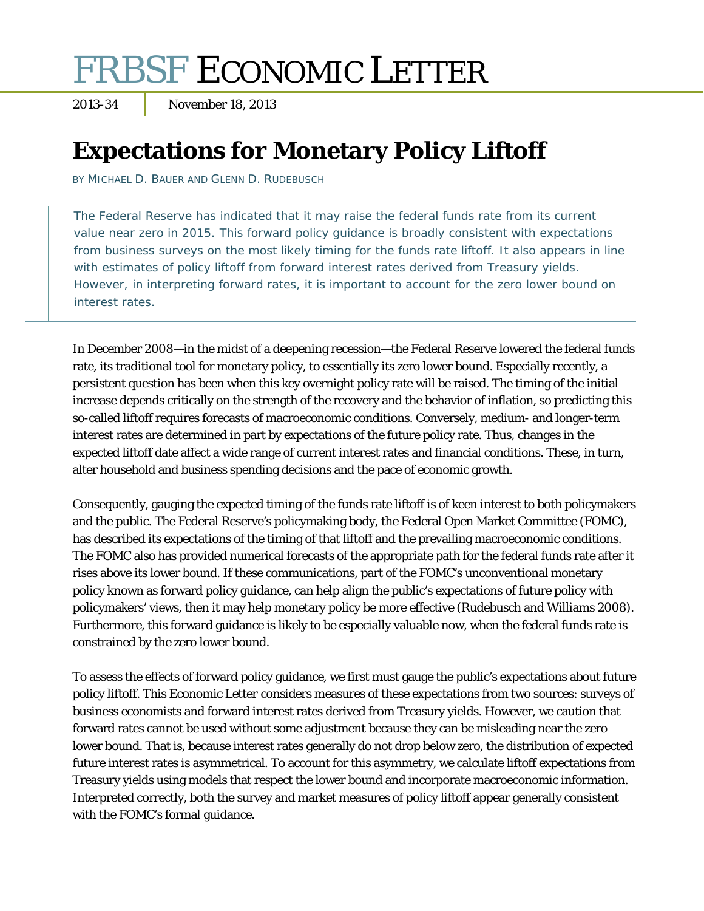# FRBSF ECONOMIC LETTER

2013-34 | November 18, 2013

## Expectations for Monetary Policy Liftoff

BY MICHAEL D. BAUER AND GLENN D. RUDEBUSCH

> The Federal Reserve has indicated that it may raise the federal funds rate from its current value near zero in 2015. This forward policy guidance is broadly consistent with expectations from business surveys on the most likely timing for the funds rate liftoff. It also appears in line with estimates of policy liftoff from forward interest rates derived from Treasury yields. However, in interpreting forward rates, it is important to account for the zero lower bound on interest rates.

In December 2008—in the midst of a deepening recession—the Federal Reserve lowered the federal funds rate, its traditional tool for monetary policy, to essentially its zero lower bound. Especially recently, a persistent question has been when this key overnight policy rate will be raised. The timing of the initial increase depends critically on the strength of the recovery and the behavior of inflation, so predicting this so-called liftoff requires forecasts of macroeconomic conditions. Conversely, medium- and longer-term interest rates are determined in part by expectations of the future policy rate. Thus, changes in the expected liftoff date affect a wide range of current interest rates and financial conditions. These, in turn, alter household and business spending decisions and the pace of economic growth.

Consequently, gauging the expected timing of the funds rate liftoff is of keen interest to both policymakers and the public. The Federal Reserve's policymaking body, the Federal Open Market Committee (FOMC), has described its expectations of the timing of that liftoff and the prevailing macroeconomic conditions. The FOMC also has provided numerical forecasts of the appropriate path for the federal funds rate after it rises above its lower bound. If these communications, part of the FOMC's unconventional monetary policy known as forward policy guidance, can help align the public's expectations of future policy with policymakers' views, then it may help monetary policy be more effective (Rudebusch and Williams 2008). Furthermore, this forward guidance is likely to be especially valuable now, when the federal funds rate is constrained by the zero lower bound.

To assess the effects of forward policy guidance, we first must gauge the public's expectations about future policy liftoff. This Economic Letter considers measures of these expectations from two sources: surveys of business economists and forward interest rates derived from Treasury yields. However, we caution that forward rates cannot be used without some adjustment because they can be misleading near the zero lower bound. That is, because interest rates generally do not drop below zero, the distribution of expected future interest rates is asymmetrical. To account for this asymmetry, we calculate liftoff expectations from Treasury yields using models that respect the lower bound and incorporate macroeconomic information. Interpreted correctly, both the survey and market measures of policy liftoff appear generally consistent with the FOMC's formal guidance.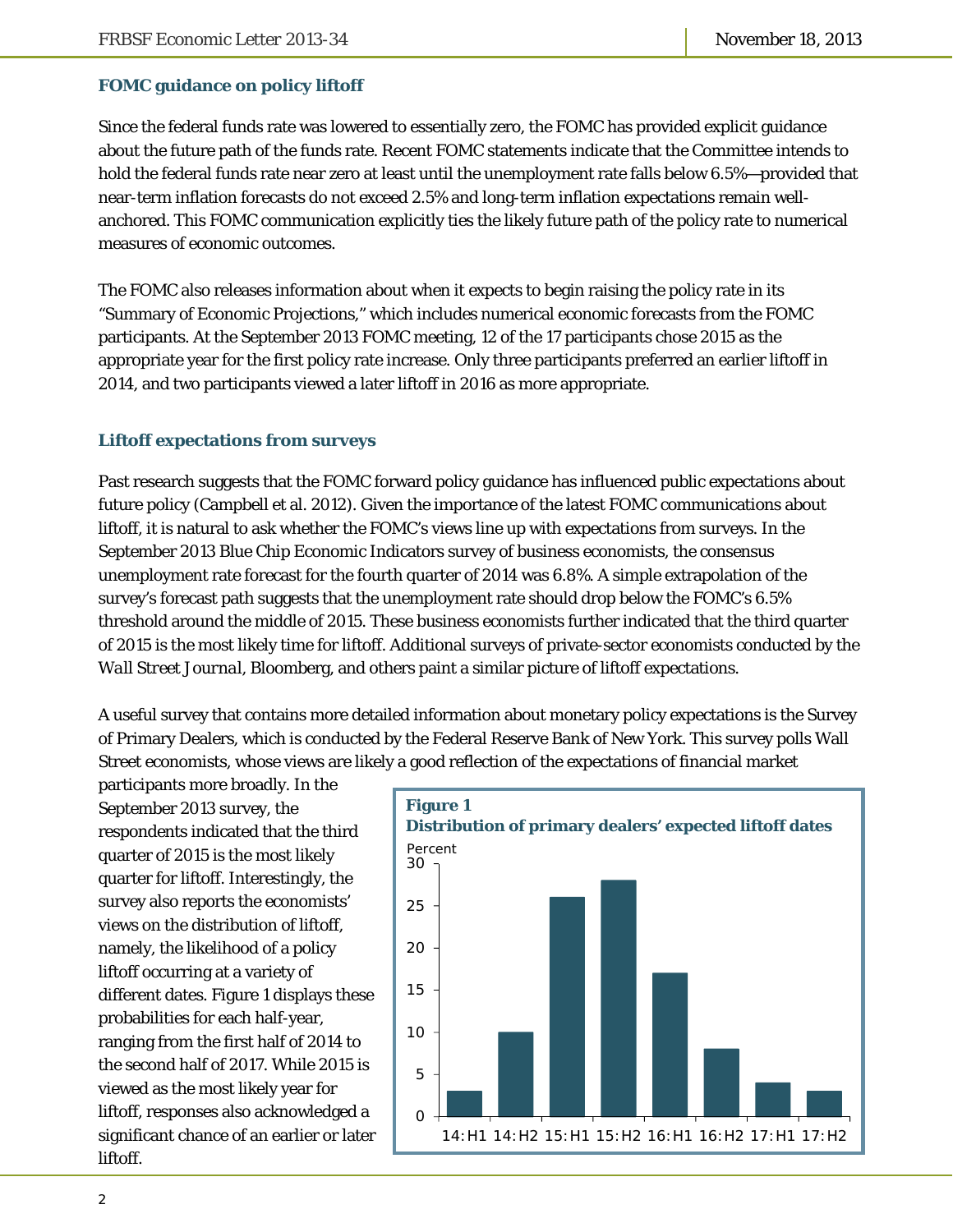### FOMC guidance on policy liftoff

Since the federal funds rate was lowered to essentially zero, the FOMC has provided explicit guidance about the future path of the funds rate. Recent FOMC statements indicate that the Committee intends to hold the federal funds rate near zero at least until the unemployment rate falls below 6.5%—provided that near-term inflation forecasts do not exceed 2.5% and long-term inflation expectations remain well-anchored. This FOMC communication explicitly ties the likely future path of the policy rate to numerical measures of economic outcomes.

The FOMC also releases information about when it expects to begin raising the policy rate in its "Summary of Economic Projections," which includes numerical economic forecasts from the FOMC participants. At the September 2013 FOMC meeting, 12 of the 17 participants chose 2015 as the appropriate year for the first policy rate increase. Only three participants preferred an earlier liftoff in 2014, and two participants viewed a later liftoff in 2016 as more appropriate.

### Liftoff expectations from surveys

Past research suggests that the FOMC forward policy guidance has influenced public expectations about future policy (Campbell et al. 2012). Given the importance of the latest FOMC communications about liftoff, it is natural to ask whether the FOMC's views line up with expectations from surveys. In the September 2013 Blue Chip Economic Indicators survey of business economists, the consensus unemployment rate forecast for the fourth quarter of 2014 was 6.8%. A simple extrapolation of the survey's forecast path suggests that the unemployment rate should drop below the FOMC's 6.5% threshold around the middle of 2015. These business economists further indicated that the third quarter of 2015 is the most likely time for liftoff. Additional surveys of private-sector economists conducted by the *Wall Street Journal*, Bloomberg, and others paint a similar picture of liftoff expectations.

A useful survey that contains more detailed information about monetary policy expectations is the Survey of Primary Dealers, which is conducted by the Federal Reserve Bank of New York. This survey polls Wall Street economists, whose views are likely a good reflection of the expectations of financial market participants more broadly. In the September 2013 survey, the respondents indicated that the third quarter of 2015 is the most likely quarter for liftoff. Interestingly, the survey also reports the economists' views on the distribution of liftoff, namely, the likelihood of a policy liftoff occurring at a variety of different dates. Figure 1 displays these probabilities for each half-year, ranging from the first half of 2014 to the second half of 2017. While 2015 is viewed as the most likely year for liftoff, responses also acknowledged a significant chance of an earlier or later liftoff.

**Figure 1**
**Distribution of primary dealers' expected liftoff dates**

| Period | Percent |
|---|---|
| 14:H1 | 3 |
| 14:H2 | 10 |
| 15:H1 | 26 |
| 15:H2 | 28 |
| 16:H1 | 17 |
| 16:H2 | 8 |
| 17:H1 | 4 |
| 17:H2 | 3 |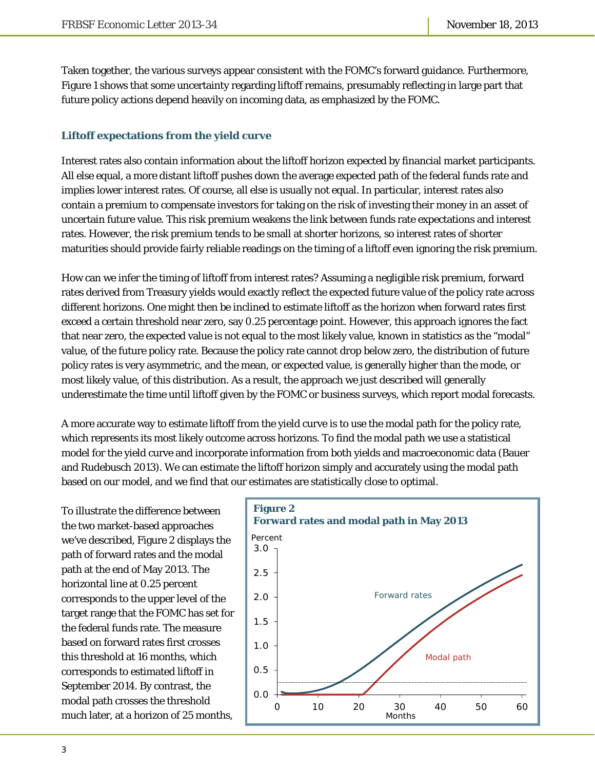Taken together, the various surveys appear consistent with the FOMC's forward guidance. Furthermore, Figure 1 shows that some uncertainty regarding liftoff remains, presumably reflecting in large part that future policy actions depend heavily on incoming data, as emphasized by the FOMC.

### Liftoff expectations from the yield curve

Interest rates also contain information about the liftoff horizon expected by financial market participants. All else equal, a more distant liftoff pushes down the average expected path of the federal funds rate and implies lower interest rates. Of course, all else is usually not equal. In particular, interest rates also contain a premium to compensate investors for taking on the risk of investing their money in an asset of uncertain future value. This risk premium weakens the link between funds rate expectations and interest rates. However, the risk premium tends to be small at shorter horizons, so interest rates of shorter maturities should provide fairly reliable readings on the timing of a liftoff even ignoring the risk premium.

How can we infer the timing of liftoff from interest rates? Assuming a negligible risk premium, forward rates derived from Treasury yields would exactly reflect the expected future value of the policy rate across different horizons. One might then be inclined to estimate liftoff as the horizon when forward rates first exceed a certain threshold near zero, say 0.25 percentage point. However, this approach ignores the fact that near zero, the expected value is not equal to the most likely value, known in statistics as the "modal" value, of the future policy rate. Because the policy rate cannot drop below zero, the distribution of future policy rates is very asymmetric, and the mean, or expected value, is generally higher than the mode, or most likely value, of this distribution. As a result, the approach we just described will generally underestimate the time until liftoff given by the FOMC or business surveys, which report modal forecasts.

A more accurate way to estimate liftoff from the yield curve is to use the modal path for the policy rate, which represents its most likely outcome across horizons. To find the modal path we use a statistical model for the yield curve and incorporate information from both yields and macroeconomic data (Bauer and Rudebusch 2013). We can estimate the liftoff horizon simply and accurately using the modal path based on our model, and we find that our estimates are statistically close to optimal.

To illustrate the difference between the two market-based approaches we've described, Figure 2 displays the path of forward rates and the modal path at the end of May 2013. The horizontal line at 0.25 percent corresponds to the upper level of the target range that the FOMC has set for the federal funds rate. The measure based on forward rates first crosses this threshold at 16 months, which corresponds to estimated liftoff in September 2014. By contrast, the modal path crosses the threshold much later, at a horizon of 25 months,

**Figure 2**
**Forward rates and modal path in May 2013**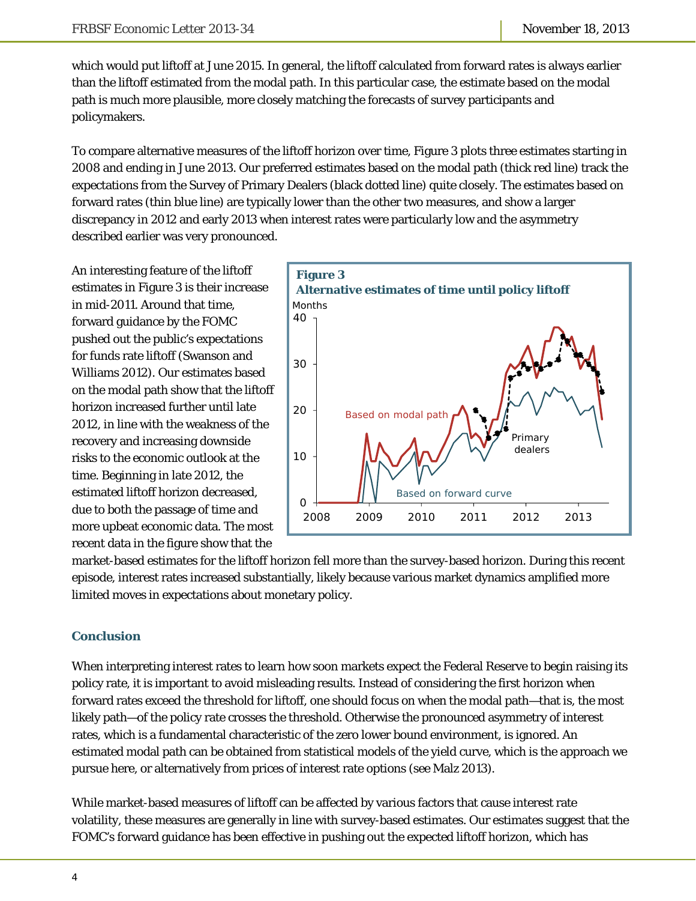which would put liftoff at June 2015. In general, the liftoff calculated from forward rates is always earlier than the liftoff estimated from the modal path. In this particular case, the estimate based on the modal path is much more plausible, more closely matching the forecasts of survey participants and policymakers.

To compare alternative measures of the liftoff horizon over time, Figure 3 plots three estimates starting in 2008 and ending in June 2013. Our preferred estimates based on the modal path (thick red line) track the expectations from the Survey of Primary Dealers (black dotted line) quite closely. The estimates based on forward rates (thin blue line) are typically lower than the other two measures, and show a larger discrepancy in 2012 and early 2013 when interest rates were particularly low and the asymmetry described earlier was very pronounced.

**Figure 3**
**Alternative estimates of time until policy liftoff**

An interesting feature of the liftoff estimates in Figure 3 is their increase in mid-2011. Around that time, forward guidance by the FOMC pushed out the public's expectations for funds rate liftoff (Swanson and Williams 2012). Our estimates based on the modal path show that the liftoff horizon increased further until late 2012, in line with the weakness of the recovery and increasing downside risks to the economic outlook at the time. Beginning in late 2012, the estimated liftoff horizon decreased, due to both the passage of time and more upbeat economic data. The most recent data in the figure show that the market-based estimates for the liftoff horizon fell more than the survey-based horizon. During this recent episode, interest rates increased substantially, likely because various market dynamics amplified more limited moves in expectations about monetary policy.

## Conclusion

When interpreting interest rates to learn how soon markets expect the Federal Reserve to begin raising its policy rate, it is important to avoid misleading results. Instead of considering the first horizon when forward rates exceed the threshold for liftoff, one should focus on when the modal path—that is, the most likely path—of the policy rate crosses the threshold. Otherwise the pronounced asymmetry of interest rates, which is a fundamental characteristic of the zero lower bound environment, is ignored. An estimated modal path can be obtained from statistical models of the yield curve, which is the approach we pursue here, or alternatively from prices of interest rate options (see Malz 2013).

While market-based measures of liftoff can be affected by various factors that cause interest rate volatility, these measures are generally in line with survey-based estimates. Our estimates suggest that the FOMC's forward guidance has been effective in pushing out the expected liftoff horizon, which has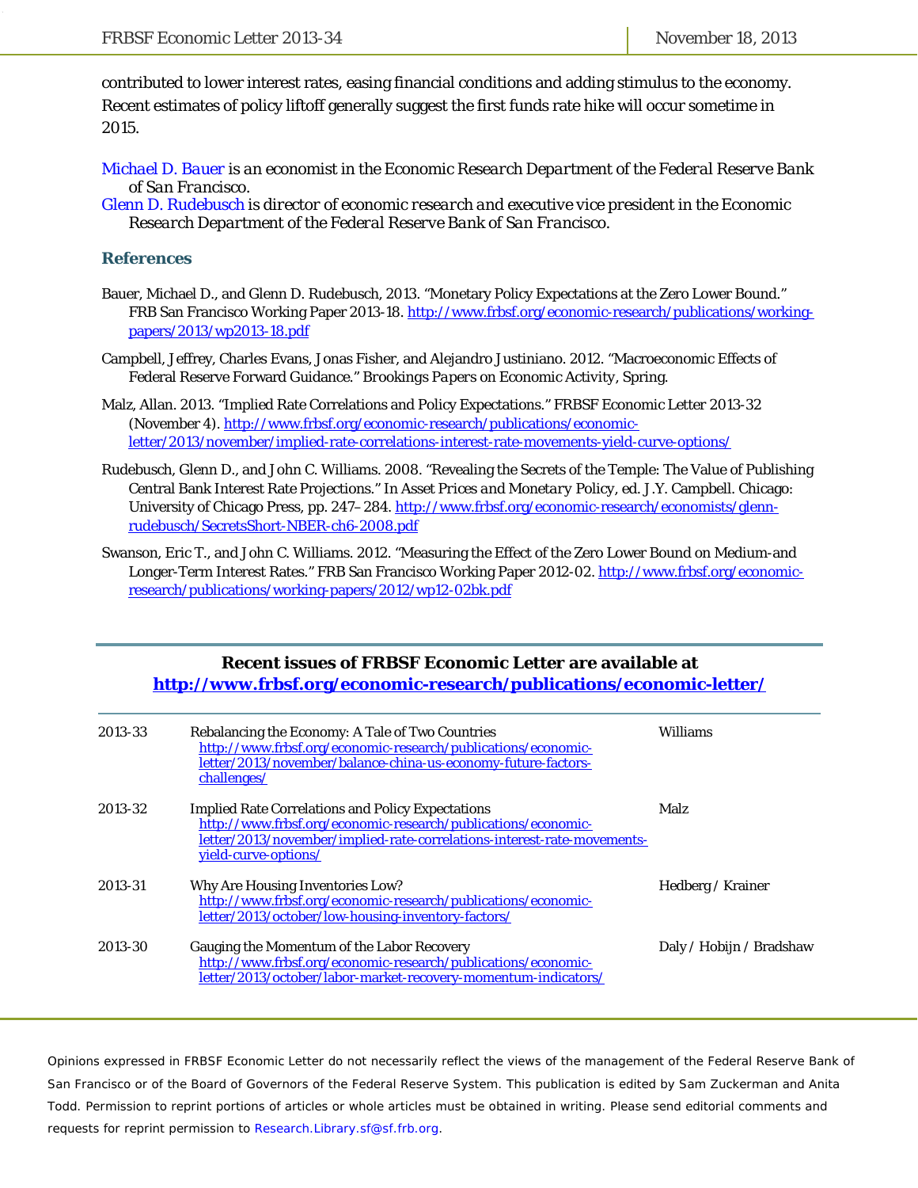contributed to lower interest rates, easing financial conditions and adding stimulus to the economy. Recent estimates of policy liftoff generally suggest the first funds rate hike will occur sometime in 2015.

*Michael D. Bauer is an economist in the Economic Research Department of the Federal Reserve Bank of San Francisco.*

*Glenn D. Rudebusch is director of economic research and executive vice president in the Economic Research Department of the Federal Reserve Bank of San Francisco.*

## References

Bauer, Michael D., and Glenn D. Rudebusch, 2013. "Monetary Policy Expectations at the Zero Lower Bound." FRB San Francisco Working Paper 2013-18. http://www.frbsf.org/economic-research/publications/working-papers/2013/wp2013-18.pdf

Campbell, Jeffrey, Charles Evans, Jonas Fisher, and Alejandro Justiniano. 2012. "Macroeconomic Effects of Federal Reserve Forward Guidance." *Brookings Papers on Economic Activity*, Spring.

Malz, Allan. 2013. "Implied Rate Correlations and Policy Expectations." FRBSF Economic Letter 2013-32 (November 4). http://www.frbsf.org/economic-research/publications/economic-letter/2013/november/implied-rate-correlations-interest-rate-movements-yield-curve-options/

Rudebusch, Glenn D., and John C. Williams. 2008. "Revealing the Secrets of the Temple: The Value of Publishing Central Bank Interest Rate Projections." In *Asset Prices and Monetary Policy*, ed. J.Y. Campbell. Chicago: University of Chicago Press, pp. 247–284. http://www.frbsf.org/economic-research/economists/glenn-rudebusch/SecretsShort-NBER-ch6-2008.pdf

Swanson, Eric T., and John C. Williams. 2012. "Measuring the Effect of the Zero Lower Bound on Medium-and Longer-Term Interest Rates." FRB San Francisco Working Paper 2012-02. http://www.frbsf.org/economic-research/publications/working-papers/2012/wp12-02bk.pdf

**Recent issues of FRBSF Economic Letter are available at**
**http://www.frbsf.org/economic-research/publications/economic-letter/**

| | | |
|---|---|---|
| 2013-33 | Rebalancing the Economy: A Tale of Two Countries http://www.frbsf.org/economic-research/publications/economic-letter/2013/november/balance-china-us-economy-future-factors-challenges/ | Williams |
| 2013-32 | Implied Rate Correlations and Policy Expectations http://www.frbsf.org/economic-research/publications/economic-letter/2013/november/implied-rate-correlations-interest-rate-movements-yield-curve-options/ | Malz |
| 2013-31 | Why Are Housing Inventories Low? http://www.frbsf.org/economic-research/publications/economic-letter/2013/october/low-housing-inventory-factors/ | Hedberg / Krainer |
| 2013-30 | Gauging the Momentum of the Labor Recovery http://www.frbsf.org/economic-research/publications/economic-letter/2013/october/labor-market-recovery-momentum-indicators/ | Daly / Hobijn / Bradshaw |

Opinions expressed in FRBSF Economic Letter do not necessarily reflect the views of the management of the Federal Reserve Bank of San Francisco or of the Board of Governors of the Federal Reserve System. This publication is edited by Sam Zuckerman and Anita Todd. Permission to reprint portions of articles or whole articles must be obtained in writing. Please send editorial comments and requests for reprint permission to Research.Library.sf@sf.frb.org.